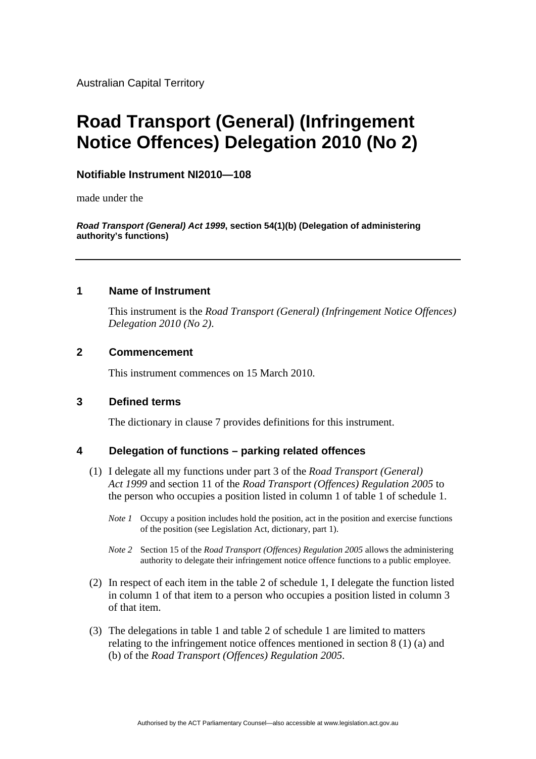Australian Capital Territory

# Road Transport (General) (Infringement Notice Offences) Delegation 2010 (No 2)

**Notifiable Instrument NI2010—108**

made under the

***Road Transport (General) Act 1999*, section 54(1)(b) (Delegation of administering authority's functions)**

---

## 1 Name of Instrument

This instrument is the *Road Transport (General) (Infringement Notice Offences) Delegation 2010 (No 2)*.

## 2 Commencement

This instrument commences on 15 March 2010.

## 3 Defined terms

The dictionary in clause 7 provides definitions for this instrument.

## 4 Delegation of functions – parking related offences

(1) I delegate all my functions under part 3 of the *Road Transport (General) Act 1999* and section 11 of the *Road Transport (Offences) Regulation 2005* to the person who occupies a position listed in column 1 of table 1 of schedule 1.

*Note 1* Occupy a position includes hold the position, act in the position and exercise functions of the position (see Legislation Act, dictionary, part 1).

*Note 2* Section 15 of the *Road Transport (Offences) Regulation 2005* allows the administering authority to delegate their infringement notice offence functions to a public employee.

(2) In respect of each item in the table 2 of schedule 1, I delegate the function listed in column 1 of that item to a person who occupies a position listed in column 3 of that item.

(3) The delegations in table 1 and table 2 of schedule 1 are limited to matters relating to the infringement notice offences mentioned in section 8 (1) (a) and (b) of the *Road Transport (Offences) Regulation 2005*.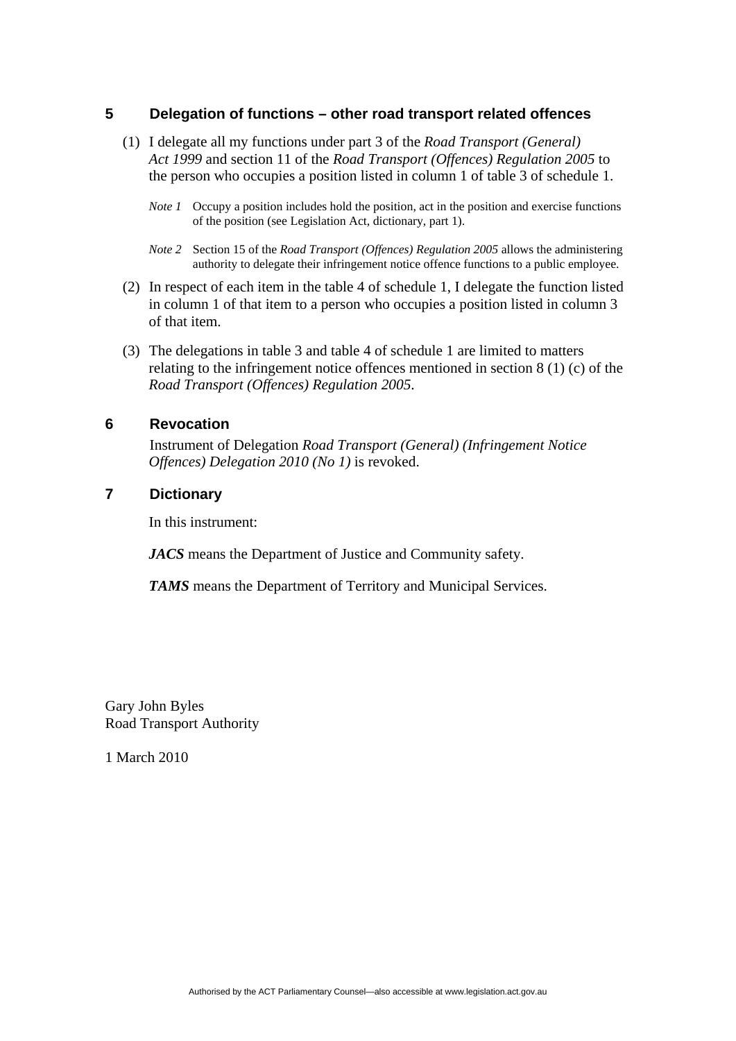## 5 Delegation of functions – other road transport related offences

(1) I delegate all my functions under part 3 of the *Road Transport (General) Act 1999* and section 11 of the *Road Transport (Offences) Regulation 2005* to the person who occupies a position listed in column 1 of table 3 of schedule 1.

*Note 1* Occupy a position includes hold the position, act in the position and exercise functions of the position (see Legislation Act, dictionary, part 1).

*Note 2* Section 15 of the *Road Transport (Offences) Regulation 2005* allows the administering authority to delegate their infringement notice offence functions to a public employee.

(2) In respect of each item in the table 4 of schedule 1, I delegate the function listed in column 1 of that item to a person who occupies a position listed in column 3 of that item.

(3) The delegations in table 3 and table 4 of schedule 1 are limited to matters relating to the infringement notice offences mentioned in section 8 (1) (c) of the *Road Transport (Offences) Regulation 2005*.

## 6 Revocation

Instrument of Delegation *Road Transport (General) (Infringement Notice Offences) Delegation 2010 (No 1)* is revoked.

## 7 Dictionary

In this instrument:

***JACS*** means the Department of Justice and Community safety.

***TAMS*** means the Department of Territory and Municipal Services.

Gary John Byles
Road Transport Authority

1 March 2010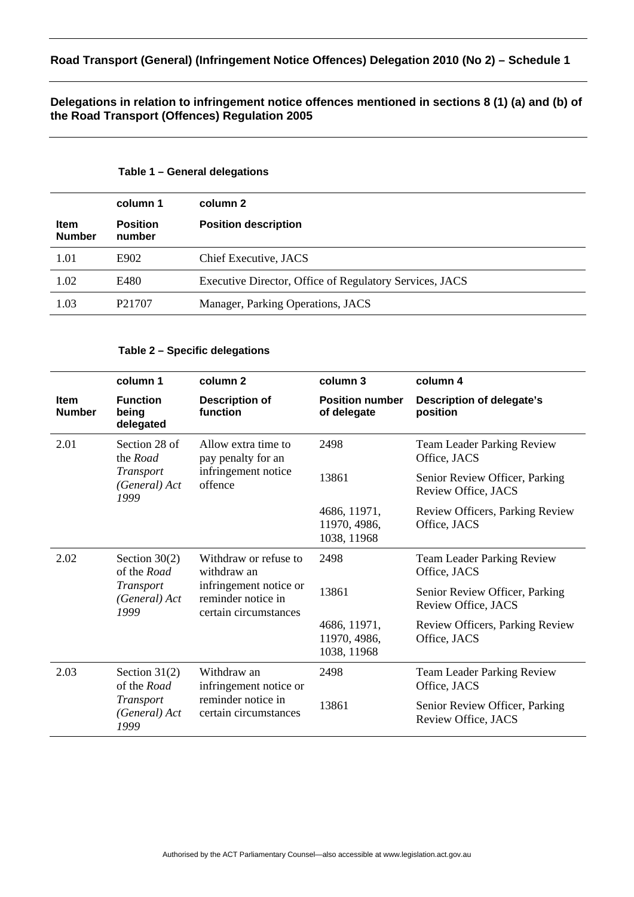## Road Transport (General) (Infringement Notice Offences) Delegation 2010 (No 2) – Schedule 1

### Delegations in relation to infringement notice offences mentioned in sections 8 (1) (a) and (b) of the Road Transport (Offences) Regulation 2005

**Table 1 – General delegations**

| | column 1 | column 2 |
|---|---|---|
| **Item Number** | **Position number** | **Position description** |
| 1.01 | E902 | Chief Executive, JACS |
| 1.02 | E480 | Executive Director, Office of Regulatory Services, JACS |
| 1.03 | P21707 | Manager, Parking Operations, JACS |

**Table 2 – Specific delegations**

| | column 1 | column 2 | column 3 | column 4 |
|---|---|---|---|---|
| **Item Number** | **Function being delegated** | **Description of function** | **Position number of delegate** | **Description of delegate's position** |
| 2.01 | Section 28 of the *Road Transport (General) Act 1999* | Allow extra time to pay penalty for an infringement notice offence | 2498 | Team Leader Parking Review Office, JACS |
| | | | 13861 | Senior Review Officer, Parking Review Office, JACS |
| | | | 4686, 11971, 11970, 4986, 1038, 11968 | Review Officers, Parking Review Office, JACS |
| 2.02 | Section 30(2) of the *Road Transport (General) Act 1999* | Withdraw or refuse to withdraw an infringement notice or reminder notice in certain circumstances | 2498 | Team Leader Parking Review Office, JACS |
| | | | 13861 | Senior Review Officer, Parking Review Office, JACS |
| | | | 4686, 11971, 11970, 4986, 1038, 11968 | Review Officers, Parking Review Office, JACS |
| 2.03 | Section 31(2) of the *Road Transport (General) Act 1999* | Withdraw an infringement notice or reminder notice in certain circumstances | 2498 | Team Leader Parking Review Office, JACS |
| | | | 13861 | Senior Review Officer, Parking Review Office, JACS |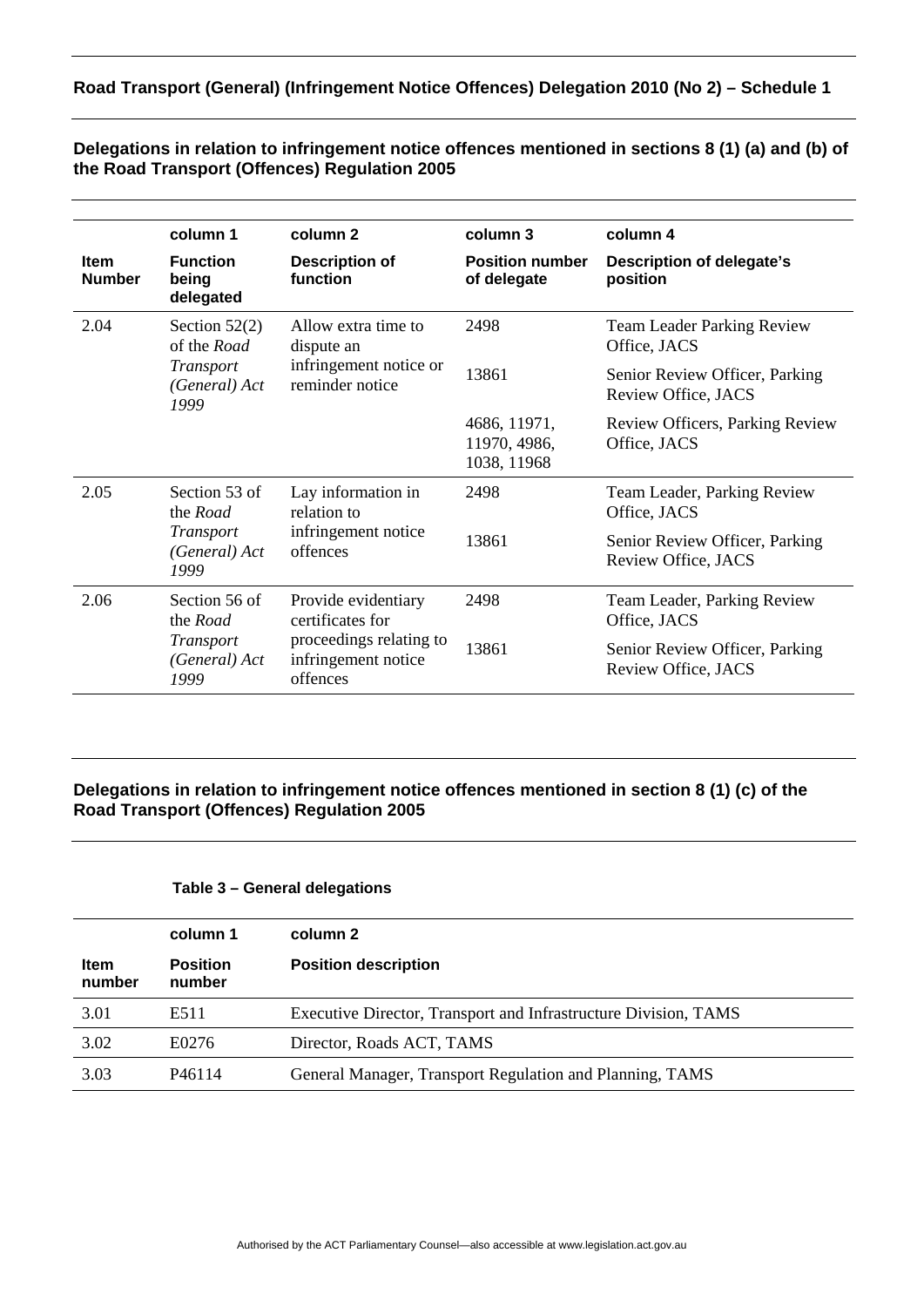## Road Transport (General) (Infringement Notice Offences) Delegation 2010 (No 2) – Schedule 1

### Delegations in relation to infringement notice offences mentioned in sections 8 (1) (a) and (b) of the Road Transport (Offences) Regulation 2005

| Item Number | column 1<br>Function being delegated | column 2<br>Description of function | column 3<br>Position number of delegate | column 4<br>Description of delegate's position |
|---|---|---|---|---|
| 2.04 | Section 52(2) of the *Road Transport (General) Act 1999* | Allow extra time to dispute an infringement notice or reminder notice | 2498 | Team Leader Parking Review Office, JACS |
| | | | 13861 | Senior Review Officer, Parking Review Office, JACS |
| | | | 4686, 11971, 11970, 4986, 1038, 11968 | Review Officers, Parking Review Office, JACS |
| 2.05 | Section 53 of the *Road Transport (General) Act 1999* | Lay information in relation to infringement notice offences | 2498 | Team Leader, Parking Review Office, JACS |
| | | | 13861 | Senior Review Officer, Parking Review Office, JACS |
| 2.06 | Section 56 of the *Road Transport (General) Act 1999* | Provide evidentiary certificates for proceedings relating to infringement notice offences | 2498 | Team Leader, Parking Review Office, JACS |
| | | | 13861 | Senior Review Officer, Parking Review Office, JACS |

### Delegations in relation to infringement notice offences mentioned in section 8 (1) (c) of the Road Transport (Offences) Regulation 2005

**Table 3 – General delegations**

| Item number | column 1<br>Position number | column 2<br>Position description |
|---|---|---|
| 3.01 | E511 | Executive Director, Transport and Infrastructure Division, TAMS |
| 3.02 | E0276 | Director, Roads ACT, TAMS |
| 3.03 | P46114 | General Manager, Transport Regulation and Planning, TAMS |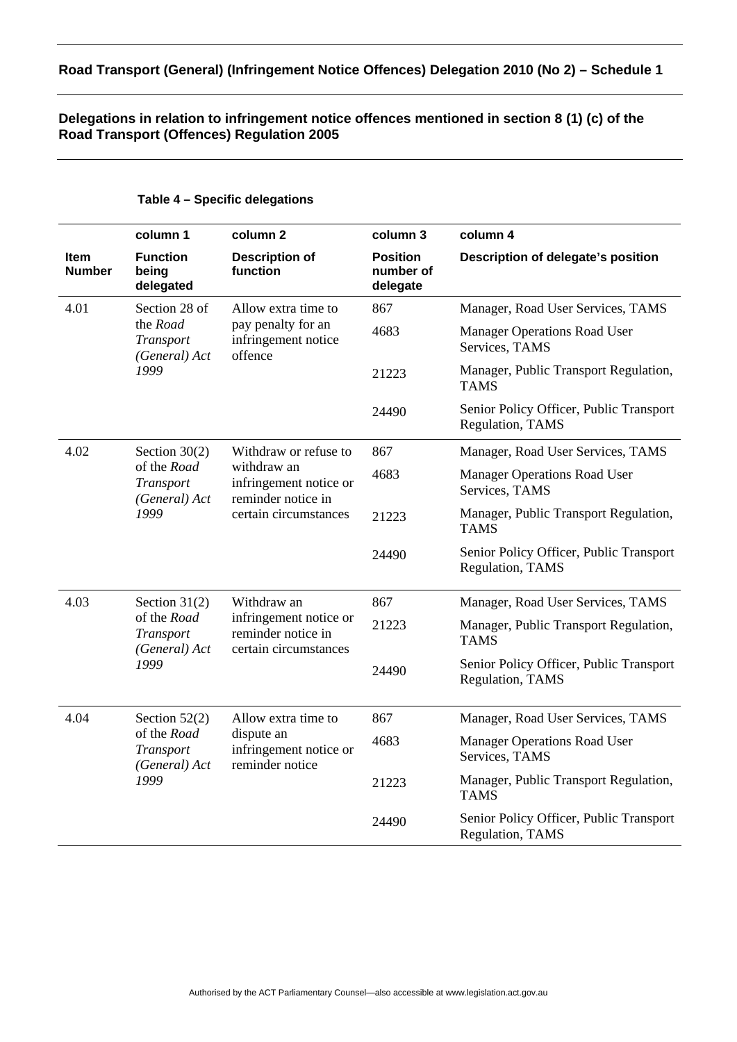**Road Transport (General) (Infringement Notice Offences) Delegation 2010 (No 2) – Schedule 1**

**Delegations in relation to infringement notice offences mentioned in section 8 (1) (c) of the Road Transport (Offences) Regulation 2005**

**Table 4 – Specific delegations**

| | column 1 | column 2 | column 3 | column 4 |
|---|---|---|---|---|
| **Item Number** | **Function being delegated** | **Description of function** | **Position number of delegate** | **Description of delegate's position** |
| 4.01 | Section 28 of the *Road Transport (General) Act 1999* | Allow extra time to pay penalty for an infringement notice offence | 867 | Manager, Road User Services, TAMS |
| | | | 4683 | Manager Operations Road User Services, TAMS |
| | | | 21223 | Manager, Public Transport Regulation, TAMS |
| | | | 24490 | Senior Policy Officer, Public Transport Regulation, TAMS |
| 4.02 | Section 30(2) of the *Road Transport (General) Act 1999* | Withdraw or refuse to withdraw an infringement notice or reminder notice in certain circumstances | 867 | Manager, Road User Services, TAMS |
| | | | 4683 | Manager Operations Road User Services, TAMS |
| | | | 21223 | Manager, Public Transport Regulation, TAMS |
| | | | 24490 | Senior Policy Officer, Public Transport Regulation, TAMS |
| 4.03 | Section 31(2) of the *Road Transport (General) Act 1999* | Withdraw an infringement notice or reminder notice in certain circumstances | 867 | Manager, Road User Services, TAMS |
| | | | 21223 | Manager, Public Transport Regulation, TAMS |
| | | | 24490 | Senior Policy Officer, Public Transport Regulation, TAMS |
| 4.04 | Section 52(2) of the *Road Transport (General) Act 1999* | Allow extra time to dispute an infringement notice or reminder notice | 867 | Manager, Road User Services, TAMS |
| | | | 4683 | Manager Operations Road User Services, TAMS |
| | | | 21223 | Manager, Public Transport Regulation, TAMS |
| | | | 24490 | Senior Policy Officer, Public Transport Regulation, TAMS |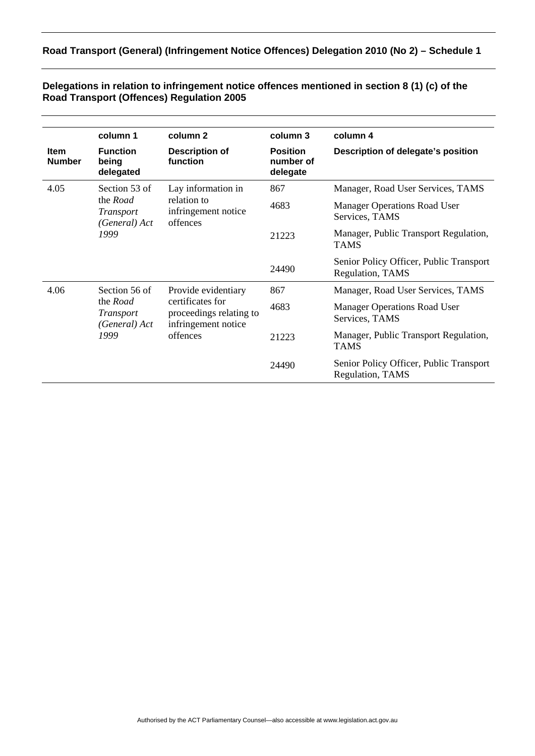**Road Transport (General) (Infringement Notice Offences) Delegation 2010 (No 2) – Schedule 1**

**Delegations in relation to infringement notice offences mentioned in section 8 (1) (c) of the Road Transport (Offences) Regulation 2005**

| Item Number | column 1<br>Function being delegated | column 2<br>Description of function | column 3<br>Position number of delegate | column 4<br>Description of delegate's position |
|---|---|---|---|---|
| 4.05 | Section 53 of the *Road Transport (General) Act 1999* | Lay information in relation to infringement notice offences | 867 | Manager, Road User Services, TAMS |
| | | | 4683 | Manager Operations Road User Services, TAMS |
| | | | 21223 | Manager, Public Transport Regulation, TAMS |
| | | | 24490 | Senior Policy Officer, Public Transport Regulation, TAMS |
| 4.06 | Section 56 of the *Road Transport (General) Act 1999* | Provide evidentiary certificates for proceedings relating to infringement notice offences | 867 | Manager, Road User Services, TAMS |
| | | | 4683 | Manager Operations Road User Services, TAMS |
| | | | 21223 | Manager, Public Transport Regulation, TAMS |
| | | | 24490 | Senior Policy Officer, Public Transport Regulation, TAMS |